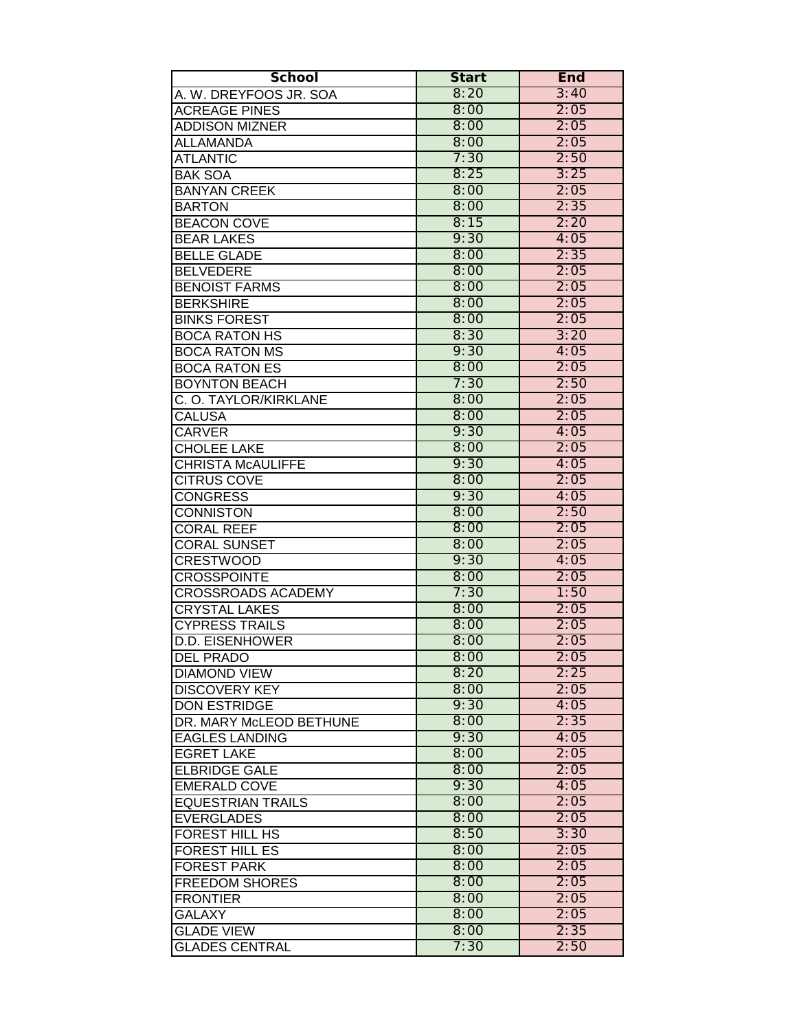| School | Start | End |
|---|---|---|
| A. W. DREYFOOS JR. SOA | 8:20 | 3:40 |
| ACREAGE PINES | 8:00 | 2:05 |
| ADDISON MIZNER | 8:00 | 2:05 |
| ALLAMANDA | 8:00 | 2:05 |
| ATLANTIC | 7:30 | 2:50 |
| BAK SOA | 8:25 | 3:25 |
| BANYAN CREEK | 8:00 | 2:05 |
| BARTON | 8:00 | 2:35 |
| BEACON COVE | 8:15 | 2:20 |
| BEAR LAKES | 9:30 | 4:05 |
| BELLE GLADE | 8:00 | 2:35 |
| BELVEDERE | 8:00 | 2:05 |
| BENOIST FARMS | 8:00 | 2:05 |
| BERKSHIRE | 8:00 | 2:05 |
| BINKS FOREST | 8:00 | 2:05 |
| BOCA RATON HS | 8:30 | 3:20 |
| BOCA RATON MS | 9:30 | 4:05 |
| BOCA RATON ES | 8:00 | 2:05 |
| BOYNTON BEACH | 7:30 | 2:50 |
| C. O. TAYLOR/KIRKLANE | 8:00 | 2:05 |
| CALUSA | 8:00 | 2:05 |
| CARVER | 9:30 | 4:05 |
| CHOLEE LAKE | 8:00 | 2:05 |
| CHRISTA McAULIFFE | 9:30 | 4:05 |
| CITRUS COVE | 8:00 | 2:05 |
| CONGRESS | 9:30 | 4:05 |
| CONNISTON | 8:00 | 2:50 |
| CORAL REEF | 8:00 | 2:05 |
| CORAL SUNSET | 8:00 | 2:05 |
| CRESTWOOD | 9:30 | 4:05 |
| CROSSPOINTE | 8:00 | 2:05 |
| CROSSROADS ACADEMY | 7:30 | 1:50 |
| CRYSTAL LAKES | 8:00 | 2:05 |
| CYPRESS TRAILS | 8:00 | 2:05 |
| D.D. EISENHOWER | 8:00 | 2:05 |
| DEL PRADO | 8:00 | 2:05 |
| DIAMOND VIEW | 8:20 | 2:25 |
| DISCOVERY KEY | 8:00 | 2:05 |
| DON ESTRIDGE | 9:30 | 4:05 |
| DR. MARY McLEOD BETHUNE | 8:00 | 2:35 |
| EAGLES LANDING | 9:30 | 4:05 |
| EGRET LAKE | 8:00 | 2:05 |
| ELBRIDGE GALE | 8:00 | 2:05 |
| EMERALD COVE | 9:30 | 4:05 |
| EQUESTRIAN TRAILS | 8:00 | 2:05 |
| EVERGLADES | 8:00 | 2:05 |
| FOREST HILL HS | 8:50 | 3:30 |
| FOREST HILL ES | 8:00 | 2:05 |
| FOREST PARK | 8:00 | 2:05 |
| FREEDOM SHORES | 8:00 | 2:05 |
| FRONTIER | 8:00 | 2:05 |
| GALAXY | 8:00 | 2:05 |
| GLADE VIEW | 8:00 | 2:35 |
| GLADES CENTRAL | 7:30 | 2:50 |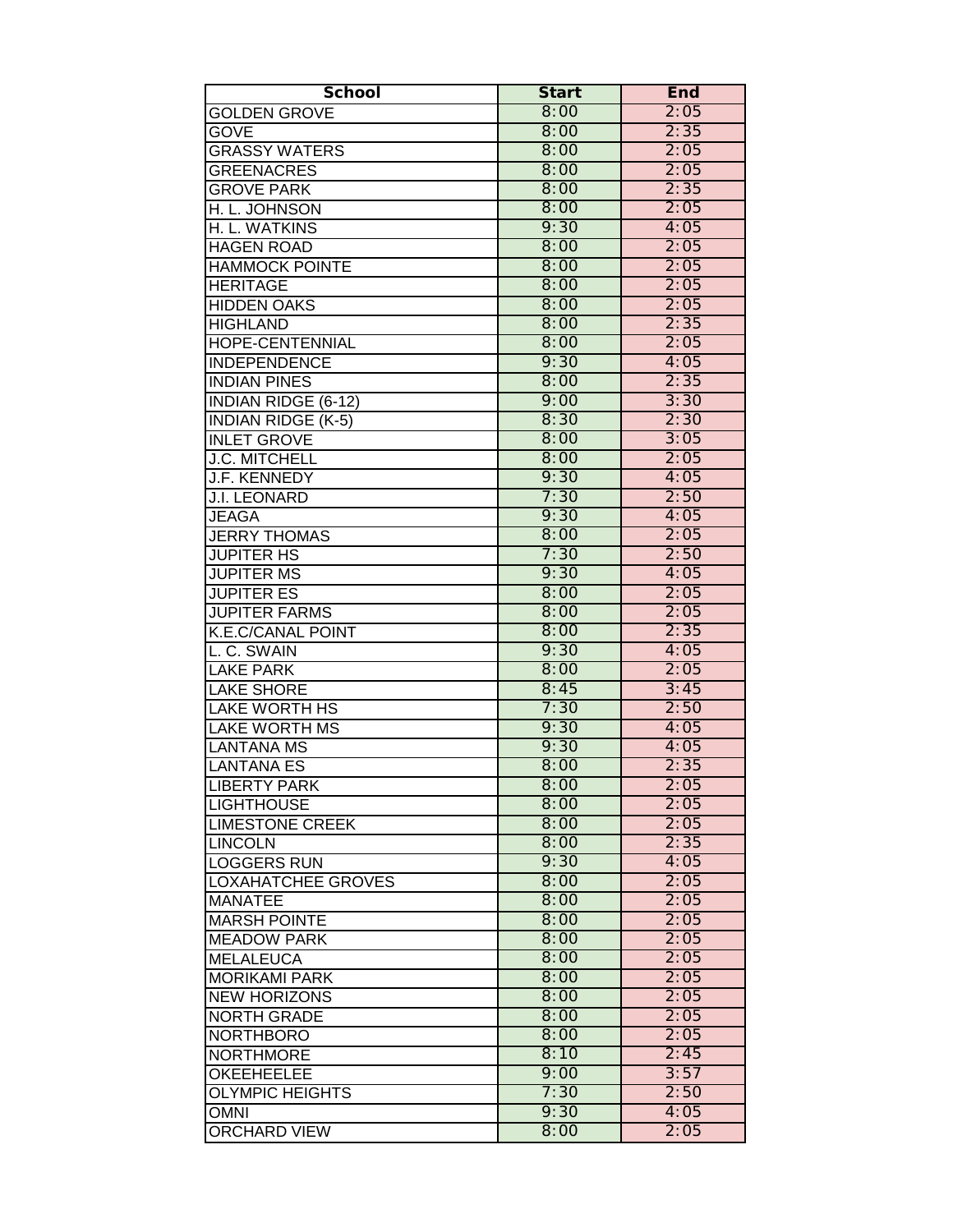| School | Start | End |
|---|---|---|
| GOLDEN GROVE | 8:00 | 2:05 |
| GOVE | 8:00 | 2:35 |
| GRASSY WATERS | 8:00 | 2:05 |
| GREENACRES | 8:00 | 2:05 |
| GROVE PARK | 8:00 | 2:35 |
| H. L. JOHNSON | 8:00 | 2:05 |
| H. L. WATKINS | 9:30 | 4:05 |
| HAGEN ROAD | 8:00 | 2:05 |
| HAMMOCK POINTE | 8:00 | 2:05 |
| HERITAGE | 8:00 | 2:05 |
| HIDDEN OAKS | 8:00 | 2:05 |
| HIGHLAND | 8:00 | 2:35 |
| HOPE-CENTENNIAL | 8:00 | 2:05 |
| INDEPENDENCE | 9:30 | 4:05 |
| INDIAN PINES | 8:00 | 2:35 |
| INDIAN RIDGE (6-12) | 9:00 | 3:30 |
| INDIAN RIDGE (K-5) | 8:30 | 2:30 |
| INLET GROVE | 8:00 | 3:05 |
| J.C. MITCHELL | 8:00 | 2:05 |
| J.F. KENNEDY | 9:30 | 4:05 |
| J.I. LEONARD | 7:30 | 2:50 |
| JEAGA | 9:30 | 4:05 |
| JERRY THOMAS | 8:00 | 2:05 |
| JUPITER HS | 7:30 | 2:50 |
| JUPITER MS | 9:30 | 4:05 |
| JUPITER ES | 8:00 | 2:05 |
| JUPITER FARMS | 8:00 | 2:05 |
| K.E.C/CANAL POINT | 8:00 | 2:35 |
| L. C. SWAIN | 9:30 | 4:05 |
| LAKE PARK | 8:00 | 2:05 |
| LAKE SHORE | 8:45 | 3:45 |
| LAKE WORTH HS | 7:30 | 2:50 |
| LAKE WORTH MS | 9:30 | 4:05 |
| LANTANA MS | 9:30 | 4:05 |
| LANTANA ES | 8:00 | 2:35 |
| LIBERTY PARK | 8:00 | 2:05 |
| LIGHTHOUSE | 8:00 | 2:05 |
| LIMESTONE CREEK | 8:00 | 2:05 |
| LINCOLN | 8:00 | 2:35 |
| LOGGERS RUN | 9:30 | 4:05 |
| LOXAHATCHEE GROVES | 8:00 | 2:05 |
| MANATEE | 8:00 | 2:05 |
| MARSH POINTE | 8:00 | 2:05 |
| MEADOW PARK | 8:00 | 2:05 |
| MELALEUCA | 8:00 | 2:05 |
| MORIKAMI PARK | 8:00 | 2:05 |
| NEW HORIZONS | 8:00 | 2:05 |
| NORTH GRADE | 8:00 | 2:05 |
| NORTHBORO | 8:00 | 2:05 |
| NORTHMORE | 8:10 | 2:45 |
| OKEEHEELEE | 9:00 | 3:57 |
| OLYMPIC HEIGHTS | 7:30 | 2:50 |
| OMNI | 9:30 | 4:05 |
| ORCHARD VIEW | 8:00 | 2:05 |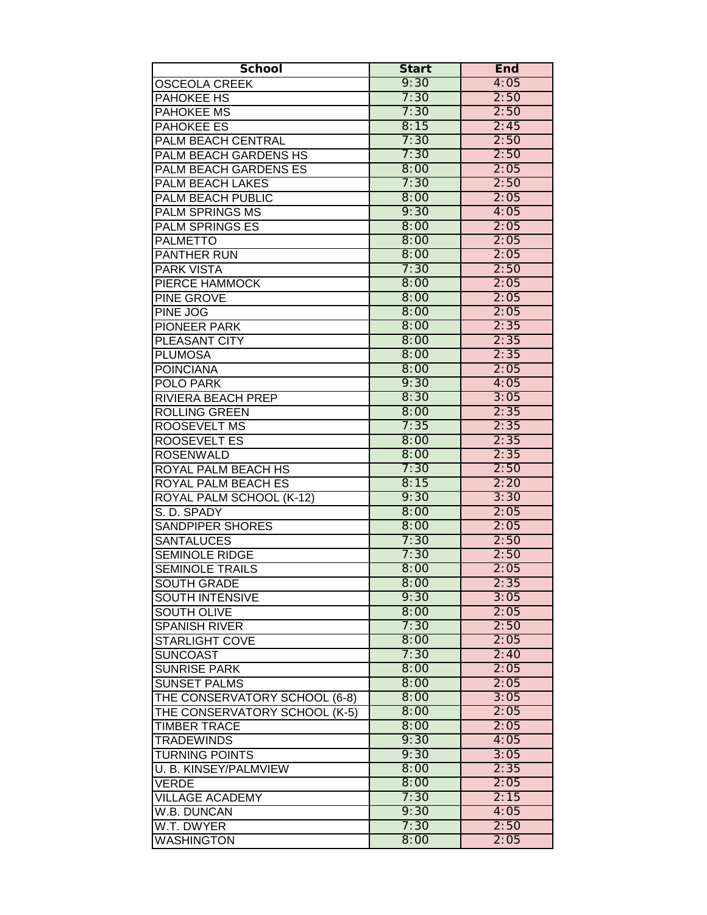| School | Start | End |
| --- | --- | --- |
| OSCEOLA CREEK | 9:30 | 4:05 |
| PAHOKEE HS | 7:30 | 2:50 |
| PAHOKEE MS | 7:30 | 2:50 |
| PAHOKEE ES | 8:15 | 2:45 |
| PALM BEACH CENTRAL | 7:30 | 2:50 |
| PALM BEACH GARDENS HS | 7:30 | 2:50 |
| PALM BEACH GARDENS ES | 8:00 | 2:05 |
| PALM BEACH LAKES | 7:30 | 2:50 |
| PALM BEACH PUBLIC | 8:00 | 2:05 |
| PALM SPRINGS MS | 9:30 | 4:05 |
| PALM SPRINGS ES | 8:00 | 2:05 |
| PALMETTO | 8:00 | 2:05 |
| PANTHER RUN | 8:00 | 2:05 |
| PARK VISTA | 7:30 | 2:50 |
| PIERCE HAMMOCK | 8:00 | 2:05 |
| PINE GROVE | 8:00 | 2:05 |
| PINE JOG | 8:00 | 2:05 |
| PIONEER PARK | 8:00 | 2:35 |
| PLEASANT CITY | 8:00 | 2:35 |
| PLUMOSA | 8:00 | 2:35 |
| POINCIANA | 8:00 | 2:05 |
| POLO PARK | 9:30 | 4:05 |
| RIVIERA BEACH PREP | 8:30 | 3:05 |
| ROLLING GREEN | 8:00 | 2:35 |
| ROOSEVELT MS | 7:35 | 2:35 |
| ROOSEVELT ES | 8:00 | 2:35 |
| ROSENWALD | 8:00 | 2:35 |
| ROYAL PALM BEACH HS | 7:30 | 2:50 |
| ROYAL PALM BEACH ES | 8:15 | 2:20 |
| ROYAL PALM SCHOOL (K-12) | 9:30 | 3:30 |
| S. D. SPADY | 8:00 | 2:05 |
| SANDPIPER SHORES | 8:00 | 2:05 |
| SANTALUCES | 7:30 | 2:50 |
| SEMINOLE RIDGE | 7:30 | 2:50 |
| SEMINOLE TRAILS | 8:00 | 2:05 |
| SOUTH GRADE | 8:00 | 2:35 |
| SOUTH INTENSIVE | 9:30 | 3:05 |
| SOUTH OLIVE | 8:00 | 2:05 |
| SPANISH RIVER | 7:30 | 2:50 |
| STARLIGHT COVE | 8:00 | 2:05 |
| SUNCOAST | 7:30 | 2:40 |
| SUNRISE PARK | 8:00 | 2:05 |
| SUNSET PALMS | 8:00 | 2:05 |
| THE CONSERVATORY SCHOOL (6-8) | 8:00 | 3:05 |
| THE CONSERVATORY SCHOOL (K-5) | 8:00 | 2:05 |
| TIMBER TRACE | 8:00 | 2:05 |
| TRADEWINDS | 9:30 | 4:05 |
| TURNING POINTS | 9:30 | 3:05 |
| U. B. KINSEY/PALMVIEW | 8:00 | 2:35 |
| VERDE | 8:00 | 2:05 |
| VILLAGE ACADEMY | 7:30 | 2:15 |
| W.B. DUNCAN | 9:30 | 4:05 |
| W.T. DWYER | 7:30 | 2:50 |
| WASHINGTON | 8:00 | 2:05 |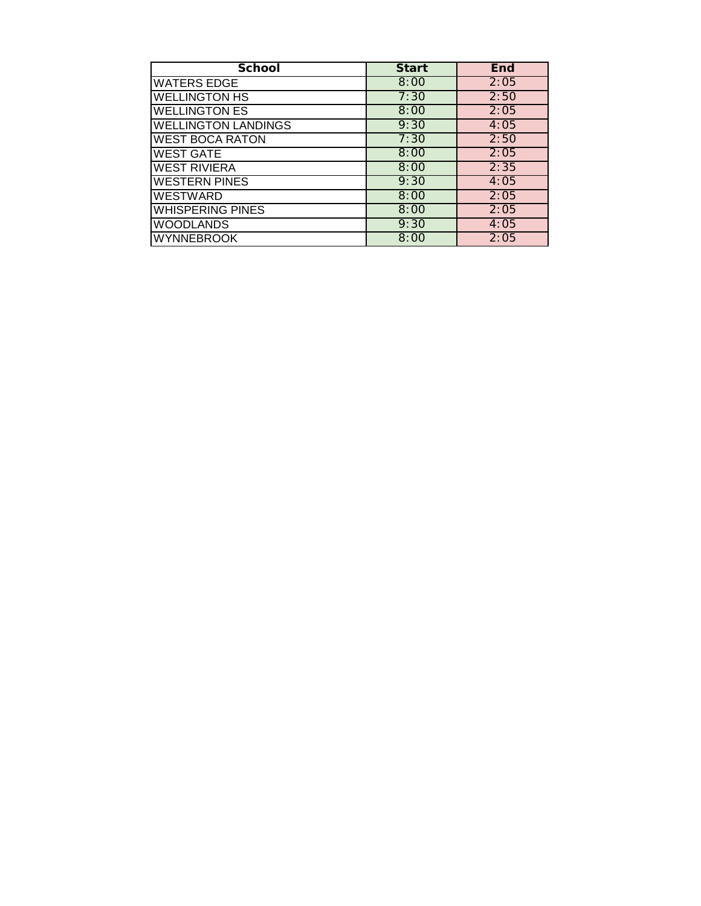| School | Start | End |
| --- | --- | --- |
| WATERS EDGE | 8:00 | 2:05 |
| WELLINGTON HS | 7:30 | 2:50 |
| WELLINGTON ES | 8:00 | 2:05 |
| WELLINGTON LANDINGS | 9:30 | 4:05 |
| WEST BOCA RATON | 7:30 | 2:50 |
| WEST GATE | 8:00 | 2:05 |
| WEST RIVIERA | 8:00 | 2:35 |
| WESTERN PINES | 9:30 | 4:05 |
| WESTWARD | 8:00 | 2:05 |
| WHISPERING PINES | 8:00 | 2:05 |
| WOODLANDS | 9:30 | 4:05 |
| WYNNEBROOK | 8:00 | 2:05 |